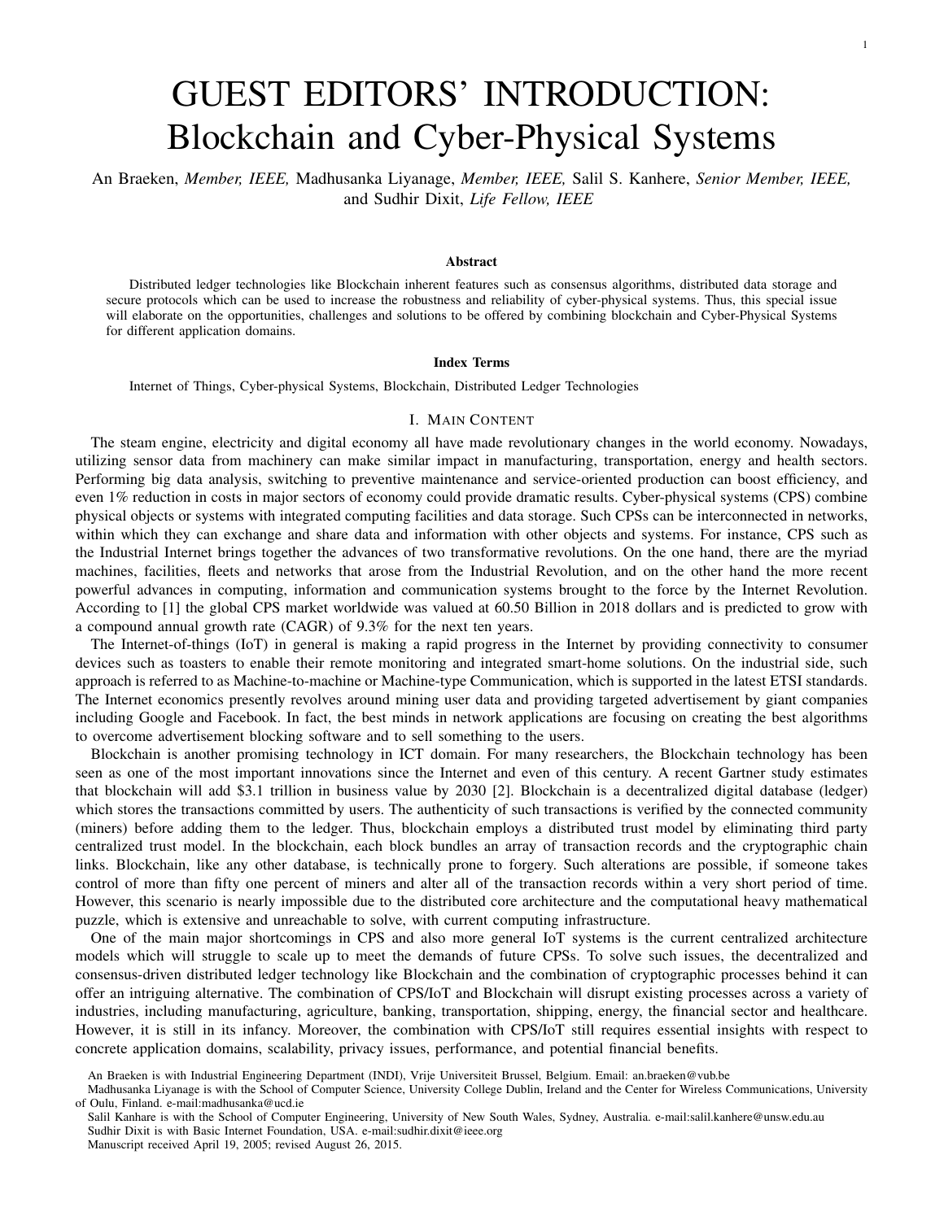# GUEST EDITORS' INTRODUCTION: Blockchain and Cyber-Physical Systems

An Braeken, *Member, IEEE,* Madhusanka Liyanage, *Member, IEEE,* Salil S. Kanhere, *Senior Member, IEEE,* and Sudhir Dixit, *Life Fellow, IEEE*

### Abstract

Distributed ledger technologies like Blockchain inherent features such as consensus algorithms, distributed data storage and secure protocols which can be used to increase the robustness and reliability of cyber-physical systems. Thus, this special issue will elaborate on the opportunities, challenges and solutions to be offered by combining blockchain and Cyber-Physical Systems for different application domains.

### Index Terms

Internet of Things, Cyber-physical Systems, Blockchain, Distributed Ledger Technologies

## I. Main Content

The steam engine, electricity and digital economy all have made revolutionary changes in the world economy. Nowadays, utilizing sensor data from machinery can make similar impact in manufacturing, transportation, energy and health sectors. Performing big data analysis, switching to preventive maintenance and service-oriented production can boost efficiency, and even 1% reduction in costs in major sectors of economy could provide dramatic results. Cyber-physical systems (CPS) combine physical objects or systems with integrated computing facilities and data storage. Such CPSs can be interconnected in networks, within which they can exchange and share data and information with other objects and systems. For instance, CPS such as the Industrial Internet brings together the advances of two transformative revolutions. On the one hand, there are the myriad machines, facilities, fleets and networks that arose from the Industrial Revolution, and on the other hand the more recent powerful advances in computing, information and communication systems brought to the force by the Internet Revolution. According to [1] the global CPS market worldwide was valued at 60.50 Billion in 2018 dollars and is predicted to grow with a compound annual growth rate (CAGR) of 9.3% for the next ten years.

The Internet-of-things (IoT) in general is making a rapid progress in the Internet by providing connectivity to consumer devices such as toasters to enable their remote monitoring and integrated smart-home solutions. On the industrial side, such approach is referred to as Machine-to-machine or Machine-type Communication, which is supported in the latest ETSI standards. The Internet economics presently revolves around mining user data and providing targeted advertisement by giant companies including Google and Facebook. In fact, the best minds in network applications are focusing on creating the best algorithms to overcome advertisement blocking software and to sell something to the users.

Blockchain is another promising technology in ICT domain. For many researchers, the Blockchain technology has been seen as one of the most important innovations since the Internet and even of this century. A recent Gartner study estimates that blockchain will add $3.1 trillion in business value by 2030 [2]. Blockchain is a decentralized digital database (ledger) which stores the transactions committed by users. The authenticity of such transactions is verified by the connected community (miners) before adding them to the ledger. Thus, blockchain employs a distributed trust model by eliminating third party centralized trust model. In the blockchain, each block bundles an array of transaction records and the cryptographic chain links. Blockchain, like any other database, is technically prone to forgery. Such alterations are possible, if someone takes control of more than fifty one percent of miners and alter all of the transaction records within a very short period of time. However, this scenario is nearly impossible due to the distributed core architecture and the computational heavy mathematical puzzle, which is extensive and unreachable to solve, with current computing infrastructure.

One of the main major shortcomings in CPS and also more general IoT systems is the current centralized architecture models which will struggle to scale up to meet the demands of future CPSs. To solve such issues, the decentralized and consensus-driven distributed ledger technology like Blockchain and the combination of cryptographic processes behind it can offer an intriguing alternative. The combination of CPS/IoT and Blockchain will disrupt existing processes across a variety of industries, including manufacturing, agriculture, banking, transportation, shipping, energy, the financial sector and healthcare. However, it is still in its infancy. Moreover, the combination with CPS/IoT still requires essential insights with respect to concrete application domains, scalability, privacy issues, performance, and potential financial benefits.

An Braeken is with Industrial Engineering Department (INDI), Vrije Universiteit Brussel, Belgium. Email: an.braeken@vub.be

Madhusanka Liyanage is with the School of Computer Science, University College Dublin, Ireland and the Center for Wireless Communications, University of Oulu, Finland. e-mail:madhusanka@ucd.ie

Salil Kanhare is with the School of Computer Engineering, University of New South Wales, Sydney, Australia. e-mail:salil.kanhere@unsw.edu.au

Sudhir Dixit is with Basic Internet Foundation, USA. e-mail:sudhir.dixit@ieee.org

Manuscript received April 19, 2005; revised August 26, 2015.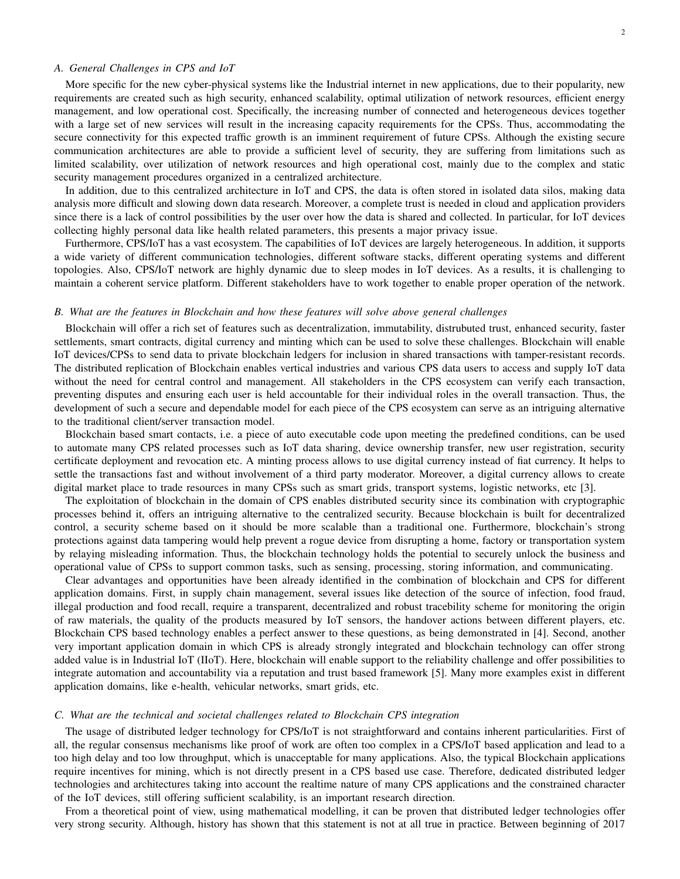### A. General Challenges in CPS and IoT

More specific for the new cyber-physical systems like the Industrial internet in new applications, due to their popularity, new requirements are created such as high security, enhanced scalability, optimal utilization of network resources, efficient energy management, and low operational cost. Specifically, the increasing number of connected and heterogeneous devices together with a large set of new services will result in the increasing capacity requirements for the CPSs. Thus, accommodating the secure connectivity for this expected traffic growth is an imminent requirement of future CPSs. Although the existing secure communication architectures are able to provide a sufficient level of security, they are suffering from limitations such as limited scalability, over utilization of network resources and high operational cost, mainly due to the complex and static security management procedures organized in a centralized architecture.

In addition, due to this centralized architecture in IoT and CPS, the data is often stored in isolated data silos, making data analysis more difficult and slowing down data research. Moreover, a complete trust is needed in cloud and application providers since there is a lack of control possibilities by the user over how the data is shared and collected. In particular, for IoT devices collecting highly personal data like health related parameters, this presents a major privacy issue.

Furthermore, CPS/IoT has a vast ecosystem. The capabilities of IoT devices are largely heterogeneous. In addition, it supports a wide variety of different communication technologies, different software stacks, different operating systems and different topologies. Also, CPS/IoT network are highly dynamic due to sleep modes in IoT devices. As a results, it is challenging to maintain a coherent service platform. Different stakeholders have to work together to enable proper operation of the network.

### B. What are the features in Blockchain and how these features will solve above general challenges

Blockchain will offer a rich set of features such as decentralization, immutability, distrubuted trust, enhanced security, faster settlements, smart contracts, digital currency and minting which can be used to solve these challenges. Blockchain will enable IoT devices/CPSs to send data to private blockchain ledgers for inclusion in shared transactions with tamper-resistant records. The distributed replication of Blockchain enables vertical industries and various CPS data users to access and supply IoT data without the need for central control and management. All stakeholders in the CPS ecosystem can verify each transaction, preventing disputes and ensuring each user is held accountable for their individual roles in the overall transaction. Thus, the development of such a secure and dependable model for each piece of the CPS ecosystem can serve as an intriguing alternative to the traditional client/server transaction model.

Blockchain based smart contacts, i.e. a piece of auto executable code upon meeting the predefined conditions, can be used to automate many CPS related processes such as IoT data sharing, device ownership transfer, new user registration, security certificate deployment and revocation etc. A minting process allows to use digital currency instead of fiat currency. It helps to settle the transactions fast and without involvement of a third party moderator. Moreover, a digital currency allows to create digital market place to trade resources in many CPSs such as smart grids, transport systems, logistic networks, etc [3].

The exploitation of blockchain in the domain of CPS enables distributed security since its combination with cryptographic processes behind it, offers an intriguing alternative to the centralized security. Because blockchain is built for decentralized control, a security scheme based on it should be more scalable than a traditional one. Furthermore, blockchain's strong protections against data tampering would help prevent a rogue device from disrupting a home, factory or transportation system by relaying misleading information. Thus, the blockchain technology holds the potential to securely unlock the business and operational value of CPSs to support common tasks, such as sensing, processing, storing information, and communicating.

Clear advantages and opportunities have been already identified in the combination of blockchain and CPS for different application domains. First, in supply chain management, several issues like detection of the source of infection, food fraud, illegal production and food recall, require a transparent, decentralized and robust tracebility scheme for monitoring the origin of raw materials, the quality of the products measured by IoT sensors, the handover actions between different players, etc. Blockchain CPS based technology enables a perfect answer to these questions, as being demonstrated in [4]. Second, another very important application domain in which CPS is already strongly integrated and blockchain technology can offer strong added value is in Industrial IoT (IIoT). Here, blockchain will enable support to the reliability challenge and offer possibilities to integrate automation and accountability via a reputation and trust based framework [5]. Many more examples exist in different application domains, like e-health, vehicular networks, smart grids, etc.

### C. What are the technical and societal challenges related to Blockchain CPS integration

The usage of distributed ledger technology for CPS/IoT is not straightforward and contains inherent particularities. First of all, the regular consensus mechanisms like proof of work are often too complex in a CPS/IoT based application and lead to a too high delay and too low throughput, which is unacceptable for many applications. Also, the typical Blockchain applications require incentives for mining, which is not directly present in a CPS based use case. Therefore, dedicated distributed ledger technologies and architectures taking into account the realtime nature of many CPS applications and the constrained character of the IoT devices, still offering sufficient scalability, is an important research direction.

From a theoretical point of view, using mathematical modelling, it can be proven that distributed ledger technologies offer very strong security. Although, history has shown that this statement is not at all true in practice. Between beginning of 2017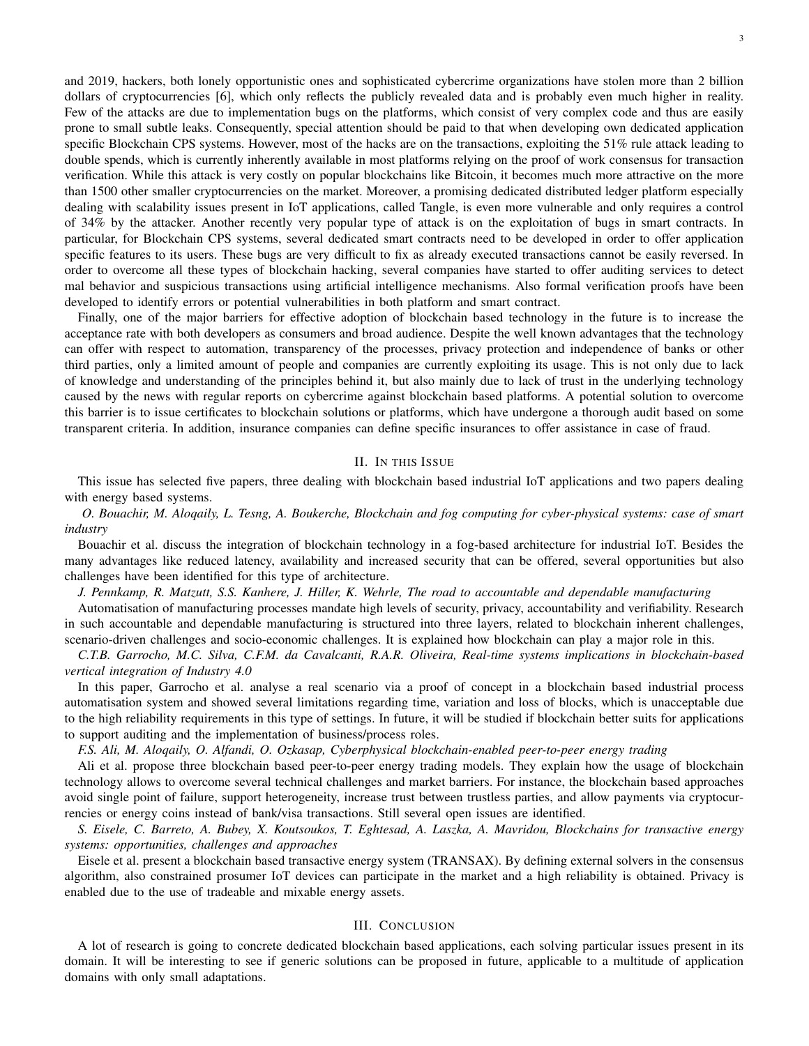and 2019, hackers, both lonely opportunistic ones and sophisticated cybercrime organizations have stolen more than 2 billion dollars of cryptocurrencies [6], which only reflects the publicly revealed data and is probably even much higher in reality. Few of the attacks are due to implementation bugs on the platforms, which consist of very complex code and thus are easily prone to small subtle leaks. Consequently, special attention should be paid to that when developing own dedicated application specific Blockchain CPS systems. However, most of the hacks are on the transactions, exploiting the 51% rule attack leading to double spends, which is currently inherently available in most platforms relying on the proof of work consensus for transaction verification. While this attack is very costly on popular blockchains like Bitcoin, it becomes much more attractive on the more than 1500 other smaller cryptocurrencies on the market. Moreover, a promising dedicated distributed ledger platform especially dealing with scalability issues present in IoT applications, called Tangle, is even more vulnerable and only requires a control of 34% by the attacker. Another recently very popular type of attack is on the exploitation of bugs in smart contracts. In particular, for Blockchain CPS systems, several dedicated smart contracts need to be developed in order to offer application specific features to its users. These bugs are very difficult to fix as already executed transactions cannot be easily reversed. In order to overcome all these types of blockchain hacking, several companies have started to offer auditing services to detect mal behavior and suspicious transactions using artificial intelligence mechanisms. Also formal verification proofs have been developed to identify errors or potential vulnerabilities in both platform and smart contract.

Finally, one of the major barriers for effective adoption of blockchain based technology in the future is to increase the acceptance rate with both developers as consumers and broad audience. Despite the well known advantages that the technology can offer with respect to automation, transparency of the processes, privacy protection and independence of banks or other third parties, only a limited amount of people and companies are currently exploiting its usage. This is not only due to lack of knowledge and understanding of the principles behind it, but also mainly due to lack of trust in the underlying technology caused by the news with regular reports on cybercrime against blockchain based platforms. A potential solution to overcome this barrier is to issue certificates to blockchain solutions or platforms, which have undergone a thorough audit based on some transparent criteria. In addition, insurance companies can define specific insurances to offer assistance in case of fraud.

## II. In this Issue

This issue has selected five papers, three dealing with blockchain based industrial IoT applications and two papers dealing with energy based systems.

*O. Bouachir, M. Aloqaily, L. Tesng, A. Boukerche, Blockchain and fog computing for cyber-physical systems: case of smart industry*

Bouachir et al. discuss the integration of blockchain technology in a fog-based architecture for industrial IoT. Besides the many advantages like reduced latency, availability and increased security that can be offered, several opportunities but also challenges have been identified for this type of architecture.

*J. Pennkamp, R. Matzutt, S.S. Kanhere, J. Hiller, K. Wehrle, The road to accountable and dependable manufacturing*

Automatisation of manufacturing processes mandate high levels of security, privacy, accountability and verifiability. Research in such accountable and dependable manufacturing is structured into three layers, related to blockchain inherent challenges, scenario-driven challenges and socio-economic challenges. It is explained how blockchain can play a major role in this.

*C.T.B. Garrocho, M.C. Silva, C.F.M. da Cavalcanti, R.A.R. Oliveira, Real-time systems implications in blockchain-based vertical integration of Industry 4.0*

In this paper, Garrocho et al. analyse a real scenario via a proof of concept in a blockchain based industrial process automatisation system and showed several limitations regarding time, variation and loss of blocks, which is unacceptable due to the high reliability requirements in this type of settings. In future, it will be studied if blockchain better suits for applications to support auditing and the implementation of business/process roles.

*F.S. Ali, M. Aloqaily, O. Alfandi, O. Ozkasap, Cyberphysical blockchain-enabled peer-to-peer energy trading*

Ali et al. propose three blockchain based peer-to-peer energy trading models. They explain how the usage of blockchain technology allows to overcome several technical challenges and market barriers. For instance, the blockchain based approaches avoid single point of failure, support heterogeneity, increase trust between trustless parties, and allow payments via cryptocurrencies or energy coins instead of bank/visa transactions. Still several open issues are identified.

*S. Eisele, C. Barreto, A. Bubey, X. Koutsoukos, T. Eghtesad, A. Laszka, A. Mavridou, Blockchains for transactive energy systems: opportunities, challenges and approaches*

Eisele et al. present a blockchain based transactive energy system (TRANSAX). By defining external solvers in the consensus algorithm, also constrained prosumer IoT devices can participate in the market and a high reliability is obtained. Privacy is enabled due to the use of tradeable and mixable energy assets.

## III. Conclusion

A lot of research is going to concrete dedicated blockchain based applications, each solving particular issues present in its domain. It will be interesting to see if generic solutions can be proposed in future, applicable to a multitude of application domains with only small adaptations.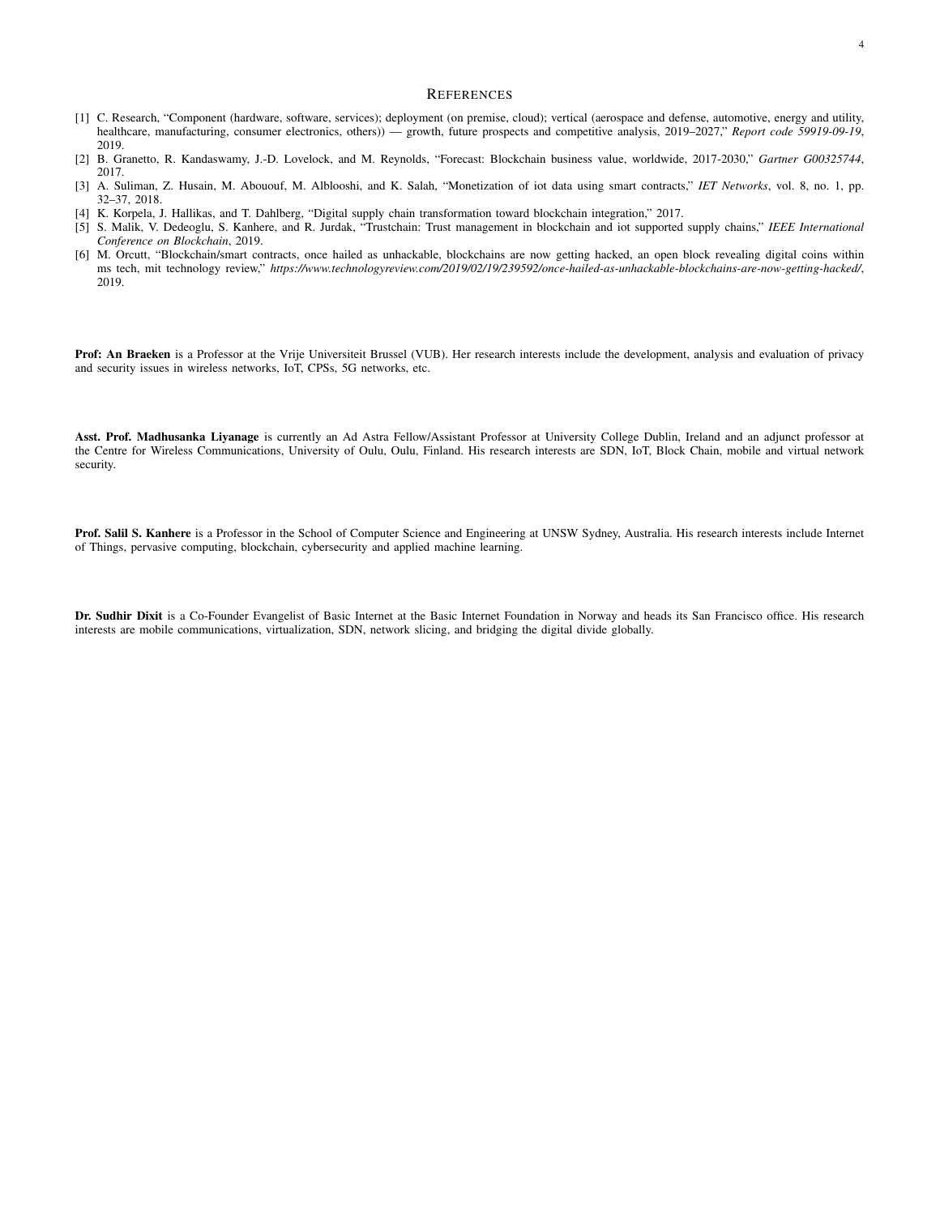## References

[1] C. Research, "Component (hardware, software, services); deployment (on premise, cloud); vertical (aerospace and defense, automotive, energy and utility, healthcare, manufacturing, consumer electronics, others)) — growth, future prospects and competitive analysis, 2019–2027," *Report code 59919-09-19*, 2019.

[2] B. Granetto, R. Kandaswamy, J.-D. Lovelock, and M. Reynolds, "Forecast: Blockchain business value, worldwide, 2017-2030," *Gartner G00325744*, 2017.

[3] A. Suliman, Z. Husain, M. Abououf, M. Alblooshi, and K. Salah, "Monetization of iot data using smart contracts," *IET Networks*, vol. 8, no. 1, pp. 32–37, 2018.

[4] K. Korpela, J. Hallikas, and T. Dahlberg, "Digital supply chain transformation toward blockchain integration," 2017.

[5] S. Malik, V. Dedeoglu, S. Kanhere, and R. Jurdak, "Trustchain: Trust management in blockchain and iot supported supply chains," *IEEE International Conference on Blockchain*, 2019.

[6] M. Orcutt, "Blockchain/smart contracts, once hailed as unhackable, blockchains are now getting hacked, an open block revealing digital coins within ms tech, mit technology review," *https://www.technologyreview.com/2019/02/19/239592/once-hailed-as-unhackable-blockchains-are-now-getting-hacked/*, 2019.

**Prof: An Braeken** is a Professor at the Vrije Universiteit Brussel (VUB). Her research interests include the development, analysis and evaluation of privacy and security issues in wireless networks, IoT, CPSs, 5G networks, etc.

**Asst. Prof. Madhusanka Liyanage** is currently an Ad Astra Fellow/Assistant Professor at University College Dublin, Ireland and an adjunct professor at the Centre for Wireless Communications, University of Oulu, Oulu, Finland. His research interests are SDN, IoT, Block Chain, mobile and virtual network security.

**Prof. Salil S. Kanhere** is a Professor in the School of Computer Science and Engineering at UNSW Sydney, Australia. His research interests include Internet of Things, pervasive computing, blockchain, cybersecurity and applied machine learning.

**Dr. Sudhir Dixit** is a Co-Founder Evangelist of Basic Internet at the Basic Internet Foundation in Norway and heads its San Francisco office. His research interests are mobile communications, virtualization, SDN, network slicing, and bridging the digital divide globally.